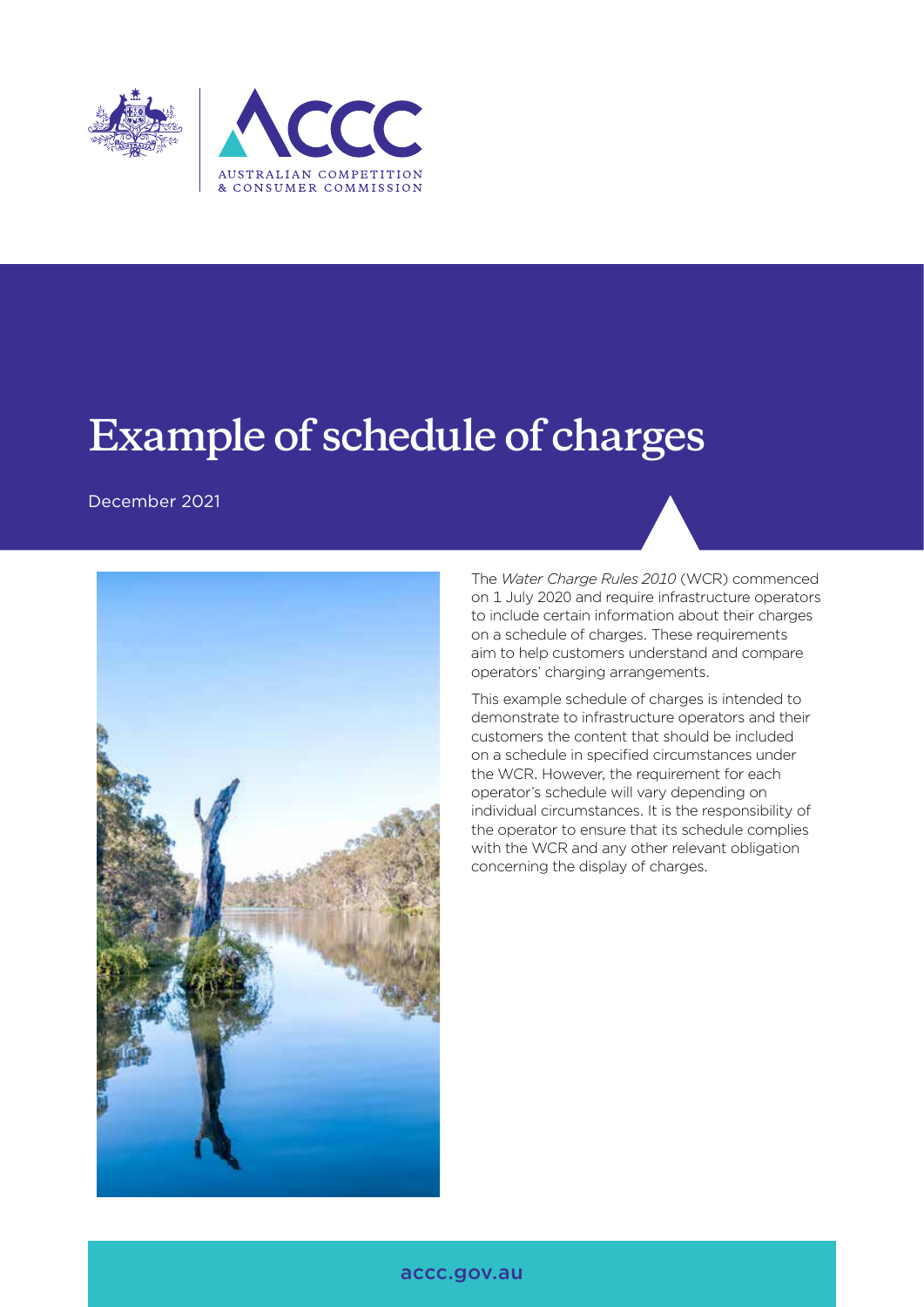# Example of schedule of charges

December 2021

The *Water Charge Rules 2010* (WCR) commenced on 1 July 2020 and require infrastructure operators to include certain information about their charges on a schedule of charges. These requirements aim to help customers understand and compare operators' charging arrangements.

This example schedule of charges is intended to demonstrate to infrastructure operators and their customers the content that should be included on a schedule in specified circumstances under the WCR. However, the requirement for each operator's schedule will vary depending on individual circumstances. It is the responsibility of the operator to ensure that its schedule complies with the WCR and any other relevant obligation concerning the display of charges.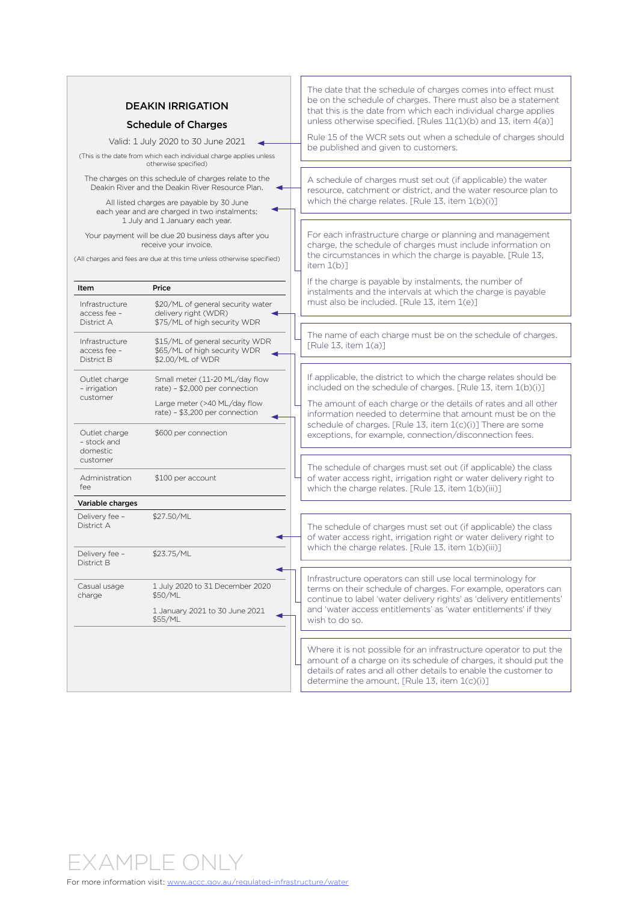## DEAKIN IRRIGATION

### Schedule of Charges

Valid: 1 July 2020 to 30 June 2021

(This is the date from which each individual charge applies unless otherwise specified)

The charges on this schedule of charges relate to the Deakin River and the Deakin River Resource Plan.

All listed charges are payable by 30 June each year and are charged in two instalments: 1 July and 1 January each year.

Your payment will be due 20 business days after you receive your invoice.

(All charges and fees are due at this time unless otherwise specified)

| Item | Price |
|---|---|
| Infrastructure access fee – District A | $20/ML of general security water delivery right (WDR)<br>$75/ML of high security WDR |
| Infrastructure access fee – District B | $15/ML of general security WDR<br>$65/ML of high security WDR<br>$2.00/ML of WDR |
| Outlet charge – irrigation customer | Small meter (11-20 ML/day flow rate) – $2,000 per connection<br>Large meter (>40 ML/day flow rate) – $3,200 per connection |
| Outlet charge – stock and domestic customer | $600 per connection |
| Administration fee | $100 per account |
| **Variable charges** | |
| Delivery fee – District A | $27.50/ML |
| Delivery fee – District B | $23.75/ML |
| Casual usage charge | 1 July 2020 to 31 December 2020 $50/ML<br>1 January 2021 to 30 June 2021 $55/ML |

The date that the schedule of charges comes into effect must be on the schedule of charges. There must also be a statement that this is the date from which each individual charge applies unless otherwise specified. [Rules 11(1)(b) and 13, item 4(a)]

Rule 15 of the WCR sets out when a schedule of charges should be published and given to customers.

A schedule of charges must set out (if applicable) the water resource, catchment or district, and the water resource plan to which the charge relates. [Rule 13, item 1(b)(i)]

For each infrastructure charge or planning and management charge, the schedule of charges must include information on the circumstances in which the charge is payable. [Rule 13, item 1(b)]

If the charge is payable by instalments, the number of instalments and the intervals at which the charge is payable must also be included. [Rule 13, item 1(e)]

The name of each charge must be on the schedule of charges. [Rule 13, item 1(a)]

If applicable, the district to which the charge relates should be included on the schedule of charges. [Rule 13, item 1(b)(i)]

The amount of each charge or the details of rates and all other information needed to determine that amount must be on the schedule of charges. [Rule 13, item 1(c)(i)] There are some exceptions, for example, connection/disconnection fees.

The schedule of charges must set out (if applicable) the class of water access right, irrigation right or water delivery right to which the charge relates. [Rule 13, item 1(b)(iii)]

The schedule of charges must set out (if applicable) the class of water access right, irrigation right or water delivery right to which the charge relates. [Rule 13, item 1(b)(iii)]

Infrastructure operators can still use local terminology for terms on their schedule of charges. For example, operators can continue to label 'water delivery rights' as 'delivery entitlements' and 'water access entitlements' as 'water entitlements' if they wish to do so.

Where it is not possible for an infrastructure operator to put the amount of a charge on its schedule of charges, it should put the details of rates and all other details to enable the customer to determine the amount. [Rule 13, item 1(c)(i)]

EXAMPLE ONLY

For more information visit: www.accc.gov.au/regulated-infrastructure/water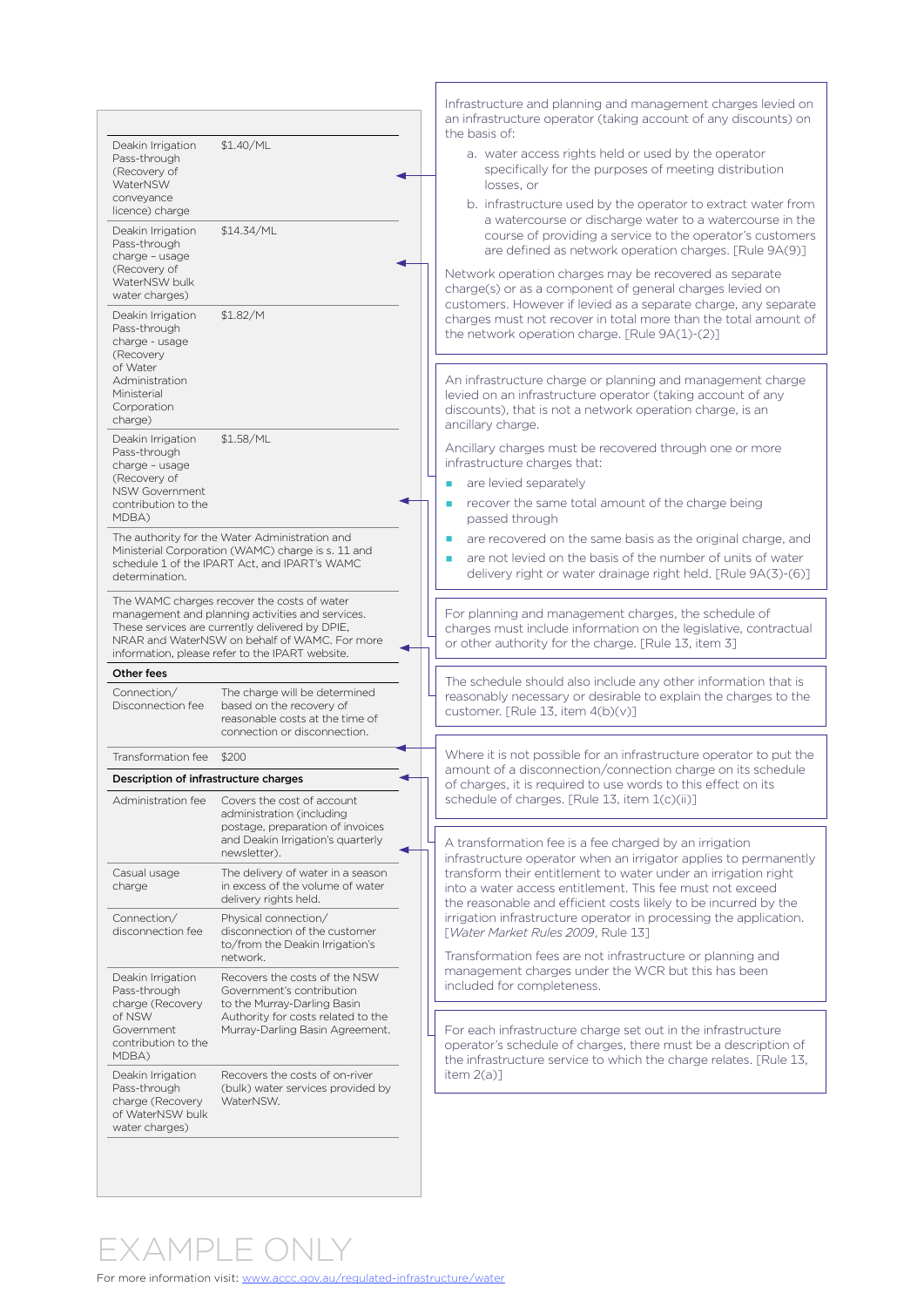| | |
|---|---|
| Deakin Irrigation Pass-through (Recovery of WaterNSW conveyance licence) charge | $1.40/ML |
| Deakin Irrigation Pass-through charge – usage (Recovery of WaterNSW bulk water charges) | $14.34/ML |
| Deakin Irrigation Pass-through charge - usage (Recovery of Water Administration Ministerial Corporation charge) | $1.82/M |
| Deakin Irrigation Pass-through charge – usage (Recovery of NSW Government contribution to the MDBA) | $1.58/ML |

The authority for the Water Administration and Ministerial Corporation (WAMC) charge is s. 11 and schedule 1 of the IPART Act, and IPART's WAMC determination.

The WAMC charges recover the costs of water management and planning activities and services. These services are currently delivered by DPIE, NRAR and WaterNSW on behalf of WAMC. For more information, please refer to the IPART website.

**Other fees**

| | |
|---|---|
| Connection/ Disconnection fee | The charge will be determined based on the recovery of reasonable costs at the time of connection or disconnection. |
| Transformation fee | $200 |

**Description of infrastructure charges**

| | |
|---|---|
| Administration fee | Covers the cost of account administration (including postage, preparation of invoices and Deakin Irrigation's quarterly newsletter). |
| Casual usage charge | The delivery of water in a season in excess of the volume of water delivery rights held. |
| Connection/ disconnection fee | Physical connection/ disconnection of the customer to/from the Deakin Irrigation's network. |
| Deakin Irrigation Pass-through charge (Recovery of NSW Government contribution to the MDBA) | Recovers the costs of the NSW Government's contribution to the Murray-Darling Basin Authority for costs related to the Murray-Darling Basin Agreement. |
| Deakin Irrigation Pass-through charge (Recovery of WaterNSW bulk water charges) | Recovers the costs of on-river (bulk) water services provided by WaterNSW. |

Infrastructure and planning and management charges levied on an infrastructure operator (taking account of any discounts) on the basis of:

a. water access rights held or used by the operator specifically for the purposes of meeting distribution losses, or

b. infrastructure used by the operator to extract water from a watercourse or discharge water to a watercourse in the course of providing a service to the operator's customers are defined as network operation charges. [Rule 9A(9)]

Network operation charges may be recovered as separate charge(s) or as a component of general charges levied on customers. However if levied as a separate charge, any separate charges must not recover in total more than the total amount of the network operation charge. [Rule 9A(1)-(2)]

An infrastructure charge or planning and management charge levied on an infrastructure operator (taking account of any discounts), that is not a network operation charge, is an ancillary charge.

Ancillary charges must be recovered through one or more infrastructure charges that:

- are levied separately
- recover the same total amount of the charge being passed through
- are recovered on the same basis as the original charge, and
- are not levied on the basis of the number of units of water delivery right or water drainage right held. [Rule 9A(3)-(6)]

For planning and management charges, the schedule of charges must include information on the legislative, contractual or other authority for the charge. [Rule 13, item 3]

The schedule should also include any other information that is reasonably necessary or desirable to explain the charges to the customer. [Rule 13, item 4(b)(v)]

Where it is not possible for an infrastructure operator to put the amount of a disconnection/connection charge on its schedule of charges, it is required to use words to this effect on its schedule of charges. [Rule 13, item 1(c)(ii)]

A transformation fee is a fee charged by an irrigation infrastructure operator when an irrigator applies to permanently transform their entitlement to water under an irrigation right into a water access entitlement. This fee must not exceed the reasonable and efficient costs likely to be incurred by the irrigation infrastructure operator in processing the application. [*Water Market Rules 2009*, Rule 13]

Transformation fees are not infrastructure or planning and management charges under the WCR but this has been included for completeness.

For each infrastructure charge set out in the infrastructure operator's schedule of charges, there must be a description of the infrastructure service to which the charge relates. [Rule 13, item 2(a)]

EXAMPLE ONLY

For more information visit: www.accc.gov.au/regulated-infrastructure/water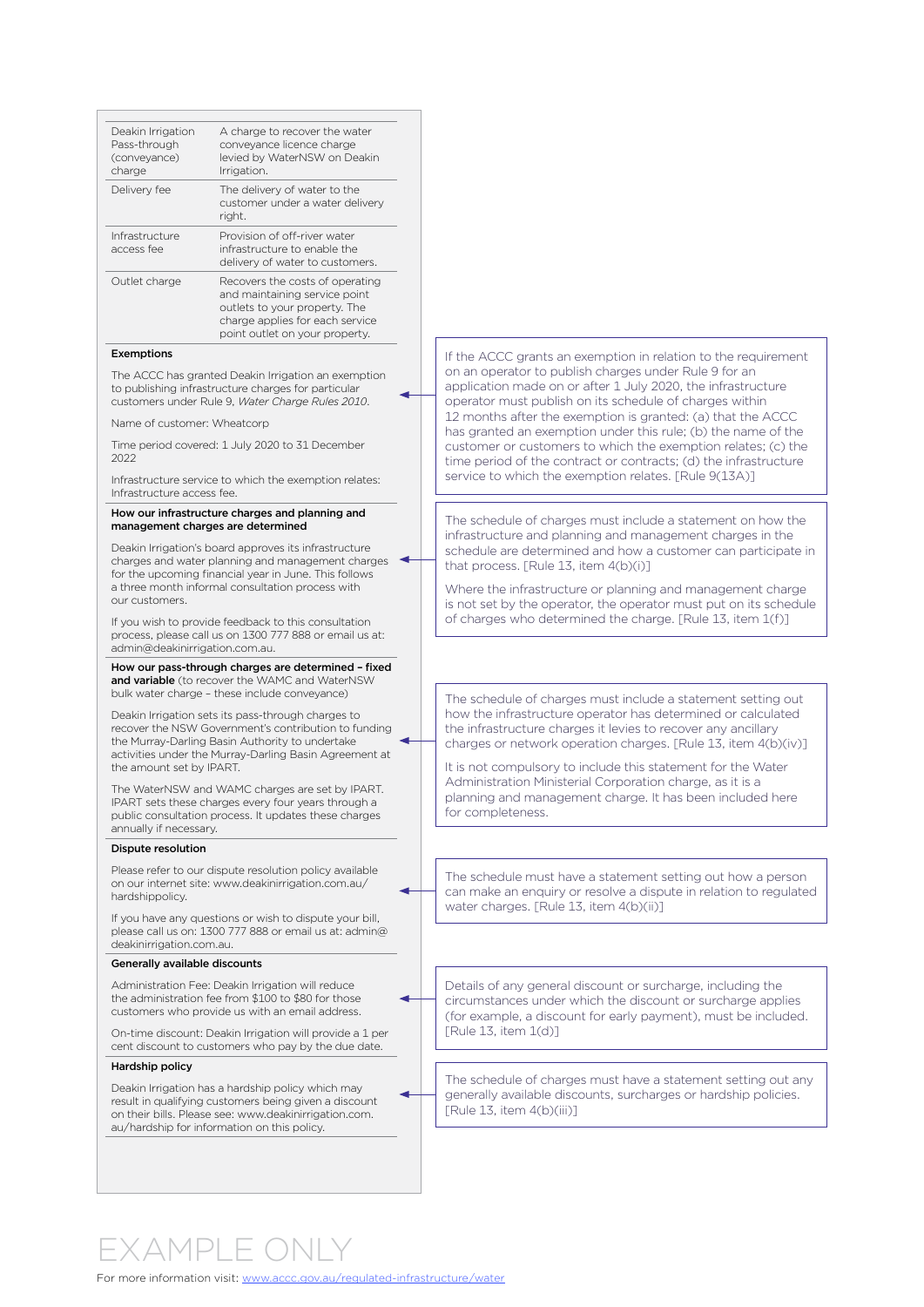| | |
|---|---|
| Deakin Irrigation Pass-through (conveyance) charge | A charge to recover the water conveyance licence charge levied by WaterNSW on Deakin Irrigation. |
| Delivery fee | The delivery of water to the customer under a water delivery right. |
| Infrastructure access fee | Provision of off-river water infrastructure to enable the delivery of water to customers. |
| Outlet charge | Recovers the costs of operating and maintaining service point outlets to your property. The charge applies for each service point outlet on your property. |

**Exemptions**

The ACCC has granted Deakin Irrigation an exemption to publishing infrastructure charges for particular customers under Rule 9, *Water Charge Rules 2010*.

Name of customer: Wheatcorp

Time period covered: 1 July 2020 to 31 December 2022

Infrastructure service to which the exemption relates: Infrastructure access fee.

If the ACCC grants an exemption in relation to the requirement on an operator to publish charges under Rule 9 for an application made on or after 1 July 2020, the infrastructure operator must publish on its schedule of charges within 12 months after the exemption is granted: (a) that the ACCC has granted an exemption under this rule; (b) the name of the customer or customers to which the exemption relates; (c) the time period of the contract or contracts; (d) the infrastructure service to which the exemption relates. [Rule 9(13A)]

**How our infrastructure charges and planning and management charges are determined**

Deakin Irrigation's board approves its infrastructure charges and water planning and management charges for the upcoming financial year in June. This follows a three month informal consultation process with our customers.

If you wish to provide feedback to this consultation process, please call us on 1300 777 888 or email us at: admin@deakinirrigation.com.au.

The schedule of charges must include a statement on how the infrastructure and planning and management charges in the schedule are determined and how a customer can participate in that process. [Rule 13, item 4(b)(i)]

Where the infrastructure or planning and management charge is not set by the operator, the operator must put on its schedule of charges who determined the charge. [Rule 13, item 1(f)]

**How our pass-through charges are determined – fixed and variable** (to recover the WAMC and WaterNSW bulk water charge – these include conveyance)

Deakin Irrigation sets its pass-through charges to recover the NSW Government's contribution to funding the Murray-Darling Basin Authority to undertake activities under the Murray-Darling Basin Agreement at the amount set by IPART.

The WaterNSW and WAMC charges are set by IPART. IPART sets these charges every four years through a public consultation process. It updates these charges annually if necessary.

The schedule of charges must include a statement setting out how the infrastructure operator has determined or calculated the infrastructure charges it levies to recover any ancillary charges or network operation charges. [Rule 13, item 4(b)(iv)]

It is not compulsory to include this statement for the Water Administration Ministerial Corporation charge, as it is a planning and management charge. It has been included here for completeness.

**Dispute resolution**

Please refer to our dispute resolution policy available on our internet site: www.deakinirrigation.com.au/hardshippolicy.

If you have any questions or wish to dispute your bill, please call us on: 1300 777 888 or email us at: admin@deakinirrigation.com.au.

The schedule must have a statement setting out how a person can make an enquiry or resolve a dispute in relation to regulated water charges. [Rule 13, item 4(b)(ii)]

**Generally available discounts**

Administration Fee: Deakin Irrigation will reduce the administration fee from $100 to $80 for those customers who provide us with an email address.

On-time discount: Deakin Irrigation will provide a 1 per cent discount to customers who pay by the due date.

Details of any general discount or surcharge, including the circumstances under which the discount or surcharge applies (for example, a discount for early payment), must be included. [Rule 13, item 1(d)]

**Hardship policy**

Deakin Irrigation has a hardship policy which may result in qualifying customers being given a discount on their bills. Please see: www.deakinirrigation.com.au/hardship for information on this policy.

The schedule of charges must have a statement setting out any generally available discounts, surcharges or hardship policies. [Rule 13, item 4(b)(iii)]

EXAMPLE ONLY

For more information visit: www.accc.gov.au/regulated-infrastructure/water